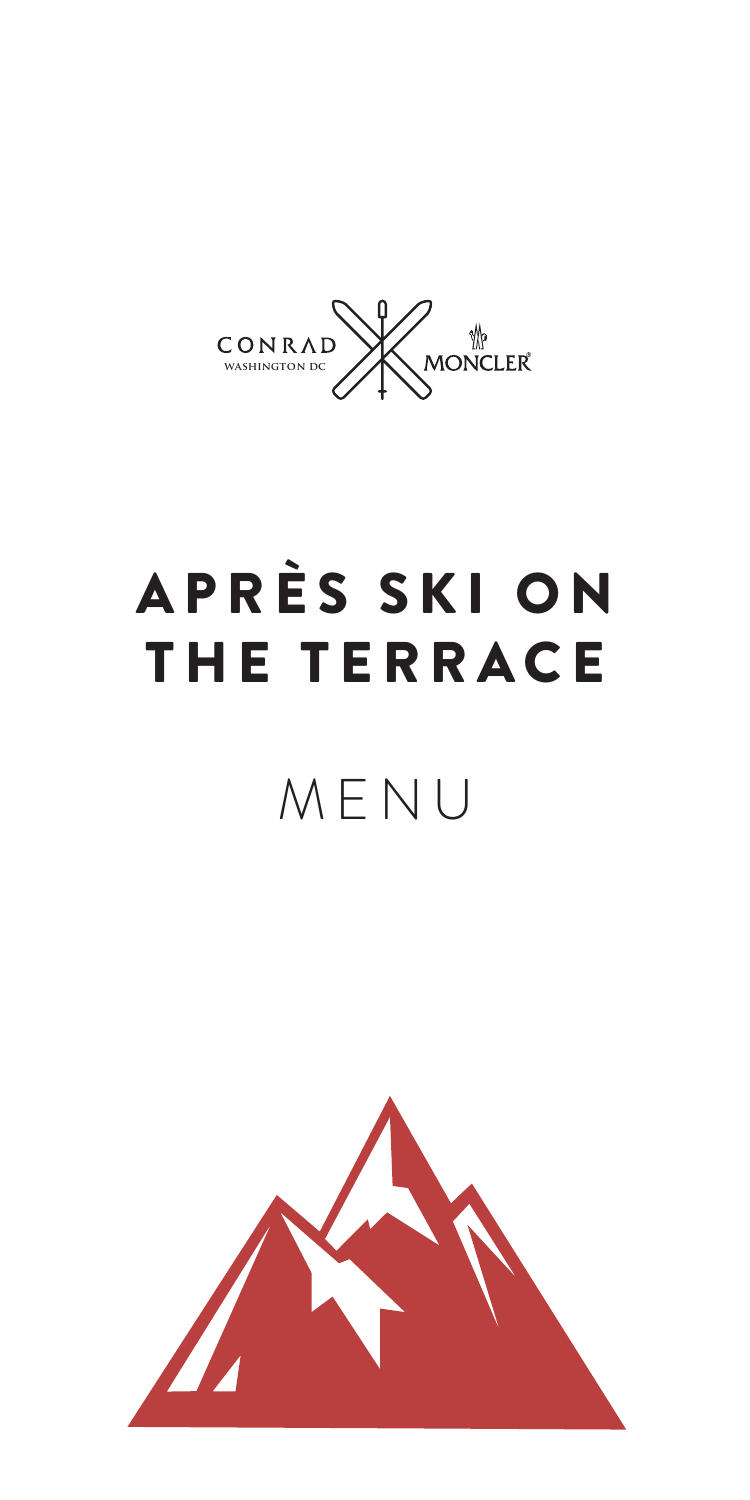CONRAD
WASHINGTON DC

MONCLER

# APRÈS SKI ON THE TERRACE

## MENU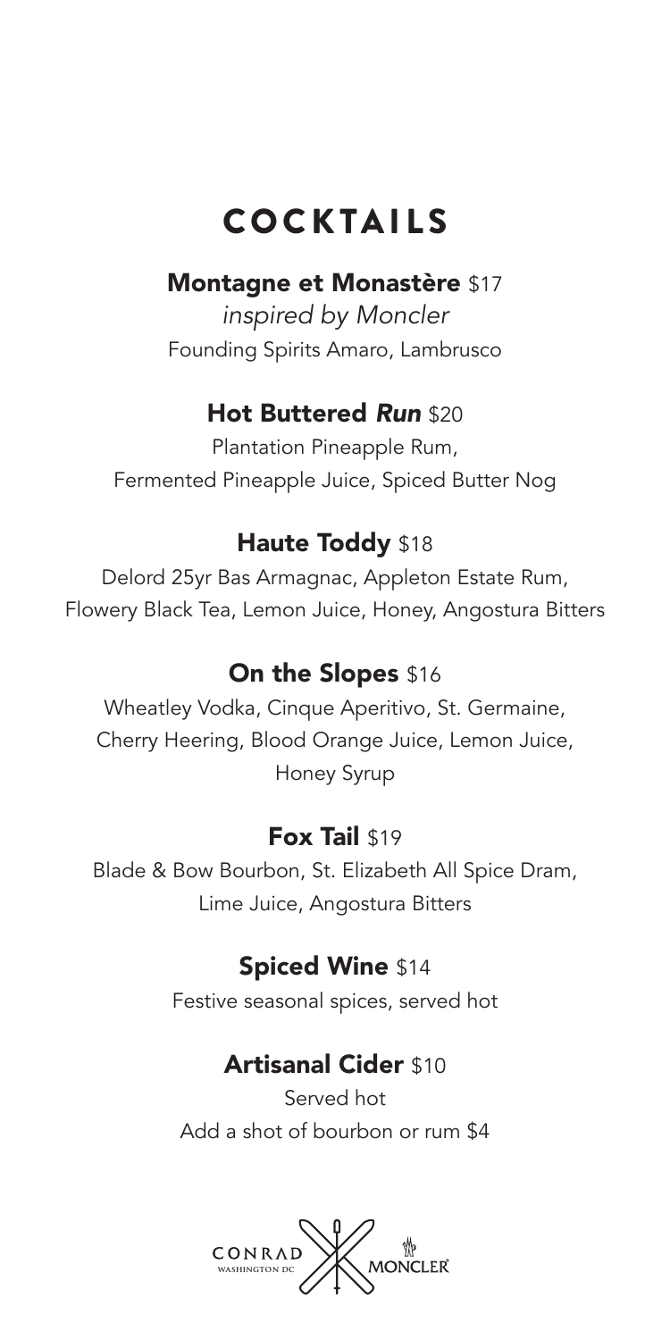# COCKTAILS

**Montagne et Monastère** $17

*inspired by Moncler*

Founding Spirits Amaro, Lambrusco

**Hot Buttered *Run*** $20

Plantation Pineapple Rum,
Fermented Pineapple Juice, Spiced Butter Nog

**Haute Toddy** $18

Delord 25yr Bas Armagnac, Appleton Estate Rum,
Flowery Black Tea, Lemon Juice, Honey, Angostura Bitters

**On the Slopes** $16

Wheatley Vodka, Cinque Aperitivo, St. Germaine,
Cherry Heering, Blood Orange Juice, Lemon Juice,
Honey Syrup

**Fox Tail** $19

Blade & Bow Bourbon, St. Elizabeth All Spice Dram,
Lime Juice, Angostura Bitters

**Spiced Wine** $14

Festive seasonal spices, served hot

**Artisanal Cider** $10

Served hot
Add a shot of bourbon or rum $4

CONRAD WASHINGTON DC MONCLER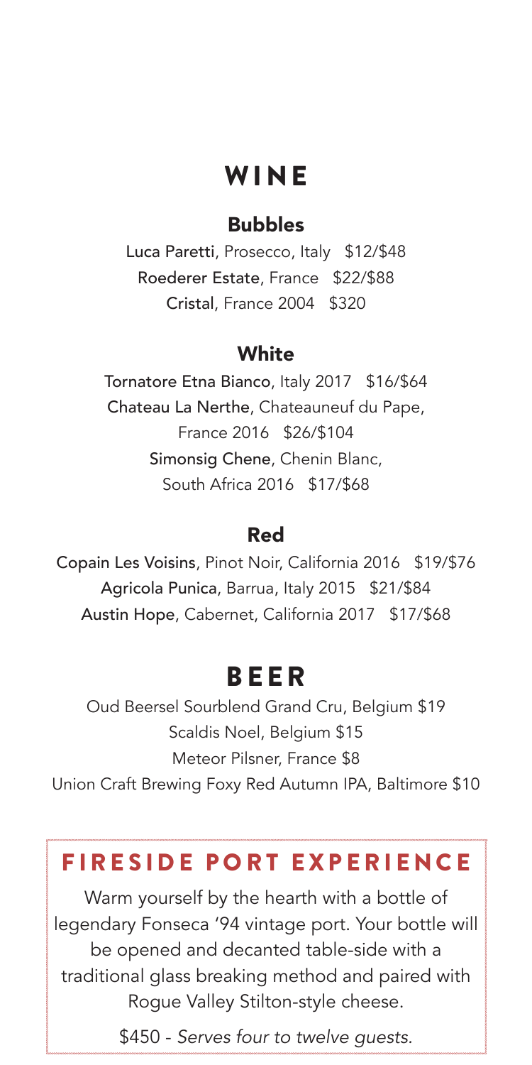# WINE

## Bubbles

**Luca Paretti**, Prosecco, Italy $12/$48
**Roederer Estate**, France $22/$88
**Cristal**, France 2004 $320

## White

**Tornatore Etna Bianco**, Italy 2017 $16/$64
**Chateau La Nerthe**, Chateauneuf du Pape, France 2016 $26/$104
**Simonsig Chene**, Chenin Blanc, South Africa 2016 $17/$68

## Red

**Copain Les Voisins**, Pinot Noir, California 2016 $19/$76
**Agricola Punica**, Barrua, Italy 2015 $21/$84
**Austin Hope**, Cabernet, California 2017 $17/$68

# BEER

Oud Beersel Sourblend Grand Cru, Belgium $19
Scaldis Noel, Belgium $15
Meteor Pilsner, France $8
Union Craft Brewing Foxy Red Autumn IPA, Baltimore $10

## FIRESIDE PORT EXPERIENCE

Warm yourself by the hearth with a bottle of legendary Fonseca '94 vintage port. Your bottle will be opened and decanted table-side with a traditional glass breaking method and paired with Rogue Valley Stilton-style cheese.

$450 - *Serves four to twelve guests.*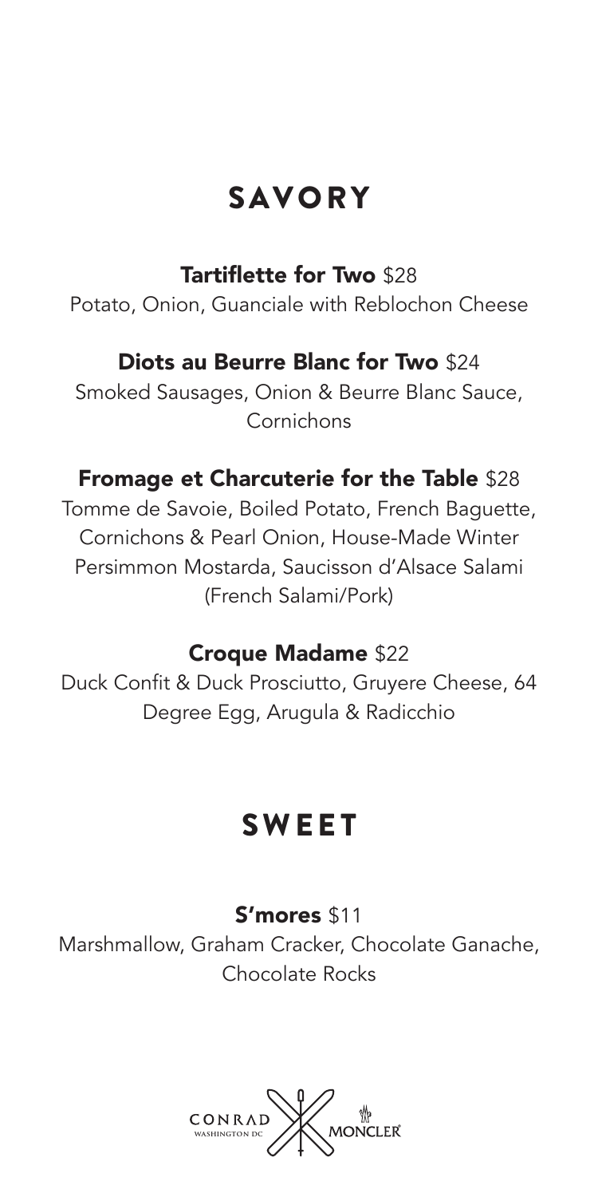# SAVORY

**Tartiflette for Two** $28

Potato, Onion, Guanciale with Reblochon Cheese

**Diots au Beurre Blanc for Two** $24

Smoked Sausages, Onion & Beurre Blanc Sauce, Cornichons

**Fromage et Charcuterie for the Table** $28

Tomme de Savoie, Boiled Potato, French Baguette, Cornichons & Pearl Onion, House-Made Winter Persimmon Mostarda, Saucisson d'Alsace Salami (French Salami/Pork)

**Croque Madame** $22

Duck Confit & Duck Prosciutto, Gruyere Cheese, 64 Degree Egg, Arugula & Radicchio

# SWEET

**S'mores** $11

Marshmallow, Graham Cracker, Chocolate Ganache, Chocolate Rocks

CONRAD WASHINGTON DC MONCLER